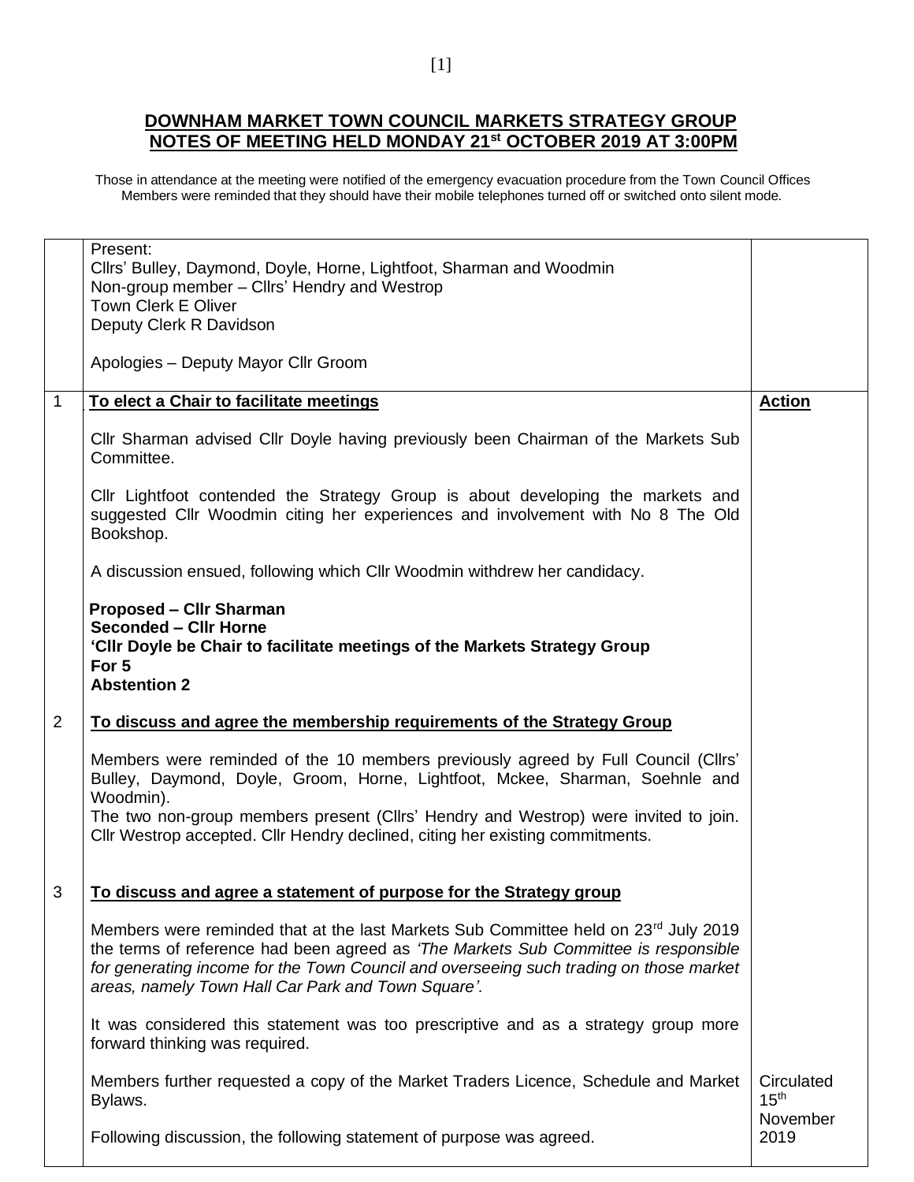**DOWNHAM MARKET TOWN COUNCIL MARKETS STRATEGY GROUP**
**NOTES OF MEETING HELD MONDAY 21st OCTOBER 2019 AT 3:00PM**

Those in attendance at the meeting were notified of the emergency evacuation procedure from the Town Council Offices
Members were reminded that they should have their mobile telephones turned off or switched onto silent mode.

| | | |
|---|---|---|
| | Present:<br>Cllrs' Bulley, Daymond, Doyle, Horne, Lightfoot, Sharman and Woodmin<br>Non-group member – Cllrs' Hendry and Westrop<br>Town Clerk E Oliver<br>Deputy Clerk R Davidson<br><br>Apologies – Deputy Mayor Cllr Groom | |
| 1 | **To elect a Chair to facilitate meetings**<br><br>Cllr Sharman advised Cllr Doyle having previously been Chairman of the Markets Sub Committee.<br><br>Cllr Lightfoot contended the Strategy Group is about developing the markets and suggested Cllr Woodmin citing her experiences and involvement with No 8 The Old Bookshop.<br><br>A discussion ensued, following which Cllr Woodmin withdrew her candidacy.<br><br>**Proposed – Cllr Sharman**<br>**Seconded – Cllr Horne**<br>**'Cllr Doyle be Chair to facilitate meetings of the Markets Strategy Group**<br>**For 5**<br>**Abstention 2** | **Action** |
| 2 | **To discuss and agree the membership requirements of the Strategy Group**<br><br>Members were reminded of the 10 members previously agreed by Full Council (Cllrs' Bulley, Daymond, Doyle, Groom, Horne, Lightfoot, Mckee, Sharman, Soehnle and Woodmin).<br>The two non-group members present (Cllrs' Hendry and Westrop) were invited to join. Cllr Westrop accepted. Cllr Hendry declined, citing her existing commitments. | |
| 3 | **To discuss and agree a statement of purpose for the Strategy group**<br><br>Members were reminded that at the last Markets Sub Committee held on 23rd July 2019 the terms of reference had been agreed as *'The Markets Sub Committee is responsible for generating income for the Town Council and overseeing such trading on those market areas, namely Town Hall Car Park and Town Square'.*<br><br>It was considered this statement was too prescriptive and as a strategy group more forward thinking was required.<br><br>Members further requested a copy of the Market Traders Licence, Schedule and Market Bylaws.<br><br>Following discussion, the following statement of purpose was agreed. | Circulated 15th November 2019 |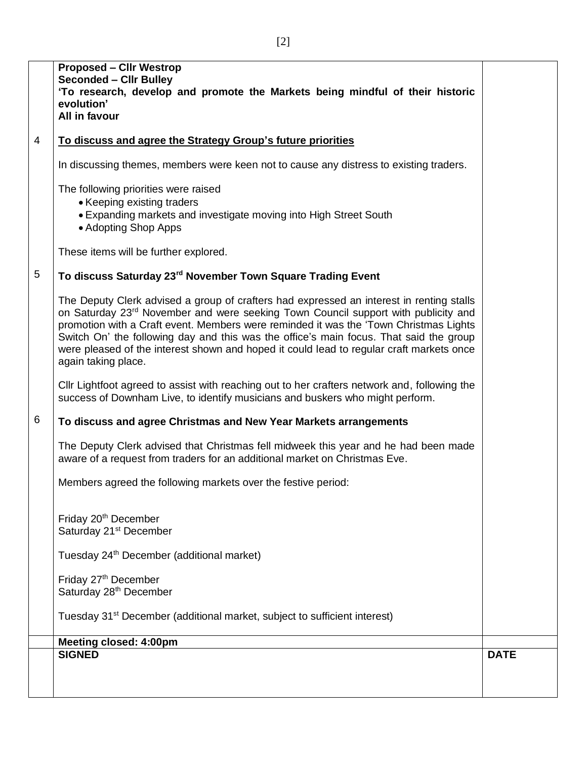**Proposed – Cllr Westrop**
**Seconded – Cllr Bulley**
**'To research, develop and promote the Markets being mindful of their historic evolution'**
**All in favour**

4 **To discuss and agree the Strategy Group's future priorities**

In discussing themes, members were keen not to cause any distress to existing traders.

The following priorities were raised

- Keeping existing traders
- Expanding markets and investigate moving into High Street South
- Adopting Shop Apps

These items will be further explored.

5 **To discuss Saturday 23rd November Town Square Trading Event**

The Deputy Clerk advised a group of crafters had expressed an interest in renting stalls on Saturday 23rd November and were seeking Town Council support with publicity and promotion with a Craft event. Members were reminded it was the 'Town Christmas Lights Switch On' the following day and this was the office's main focus. That said the group were pleased of the interest shown and hoped it could lead to regular craft markets once again taking place.

Cllr Lightfoot agreed to assist with reaching out to her crafters network and, following the success of Downham Live, to identify musicians and buskers who might perform.

6 **To discuss and agree Christmas and New Year Markets arrangements**

The Deputy Clerk advised that Christmas fell midweek this year and he had been made aware of a request from traders for an additional market on Christmas Eve.

Members agreed the following markets over the festive period:

Friday 20th December
Saturday 21st December

Tuesday 24th December (additional market)

Friday 27th December
Saturday 28th December

Tuesday 31st December (additional market, subject to sufficient interest)

**Meeting closed: 4:00pm**

| | |
|---|---|
| **SIGNED** | **DATE** |